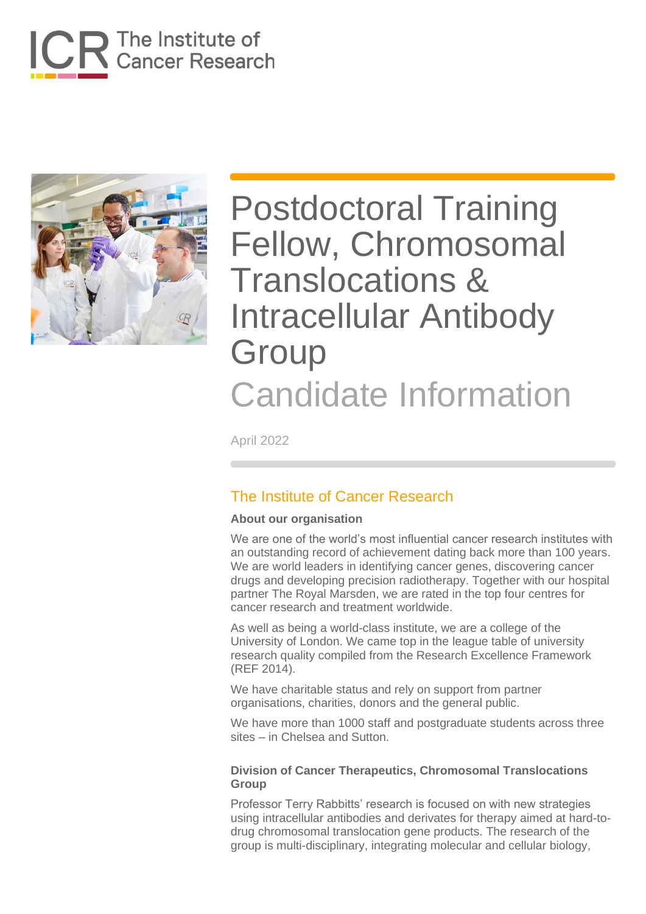# Postdoctoral Training Fellow, Chromosomal Translocations & Intracellular Antibody Group

## Candidate Information

April 2022

## The Institute of Cancer Research

**About our organisation**

We are one of the world's most influential cancer research institutes with an outstanding record of achievement dating back more than 100 years. We are world leaders in identifying cancer genes, discovering cancer drugs and developing precision radiotherapy. Together with our hospital partner The Royal Marsden, we are rated in the top four centres for cancer research and treatment worldwide.

As well as being a world-class institute, we are a college of the University of London. We came top in the league table of university research quality compiled from the Research Excellence Framework (REF 2014).

We have charitable status and rely on support from partner organisations, charities, donors and the general public.

We have more than 1000 staff and postgraduate students across three sites – in Chelsea and Sutton.

**Division of Cancer Therapeutics, Chromosomal Translocations Group**

Professor Terry Rabbitts' research is focused on with new strategies using intracellular antibodies and derivates for therapy aimed at hard-to-drug chromosomal translocation gene products. The research of the group is multi-disciplinary, integrating molecular and cellular biology,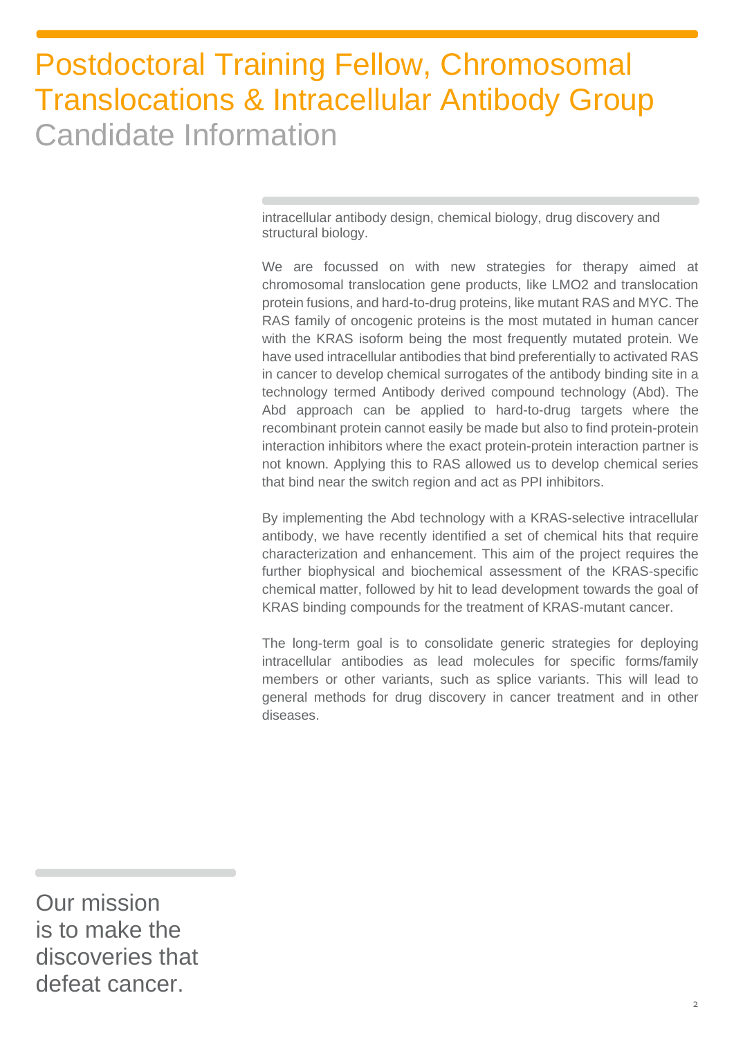# Postdoctoral Training Fellow, Chromosomal Translocations & Intracellular Antibody Group

## Candidate Information

intracellular antibody design, chemical biology, drug discovery and structural biology.

We are focussed on with new strategies for therapy aimed at chromosomal translocation gene products, like LMO2 and translocation protein fusions, and hard-to-drug proteins, like mutant RAS and MYC. The RAS family of oncogenic proteins is the most mutated in human cancer with the KRAS isoform being the most frequently mutated protein. We have used intracellular antibodies that bind preferentially to activated RAS in cancer to develop chemical surrogates of the antibody binding site in a technology termed Antibody derived compound technology (Abd). The Abd approach can be applied to hard-to-drug targets where the recombinant protein cannot easily be made but also to find protein-protein interaction inhibitors where the exact protein-protein interaction partner is not known. Applying this to RAS allowed us to develop chemical series that bind near the switch region and act as PPI inhibitors.

By implementing the Abd technology with a KRAS-selective intracellular antibody, we have recently identified a set of chemical hits that require characterization and enhancement. This aim of the project requires the further biophysical and biochemical assessment of the KRAS-specific chemical matter, followed by hit to lead development towards the goal of KRAS binding compounds for the treatment of KRAS-mutant cancer.

The long-term goal is to consolidate generic strategies for deploying intracellular antibodies as lead molecules for specific forms/family members or other variants, such as splice variants. This will lead to general methods for drug discovery in cancer treatment and in other diseases.

Our mission is to make the discoveries that defeat cancer.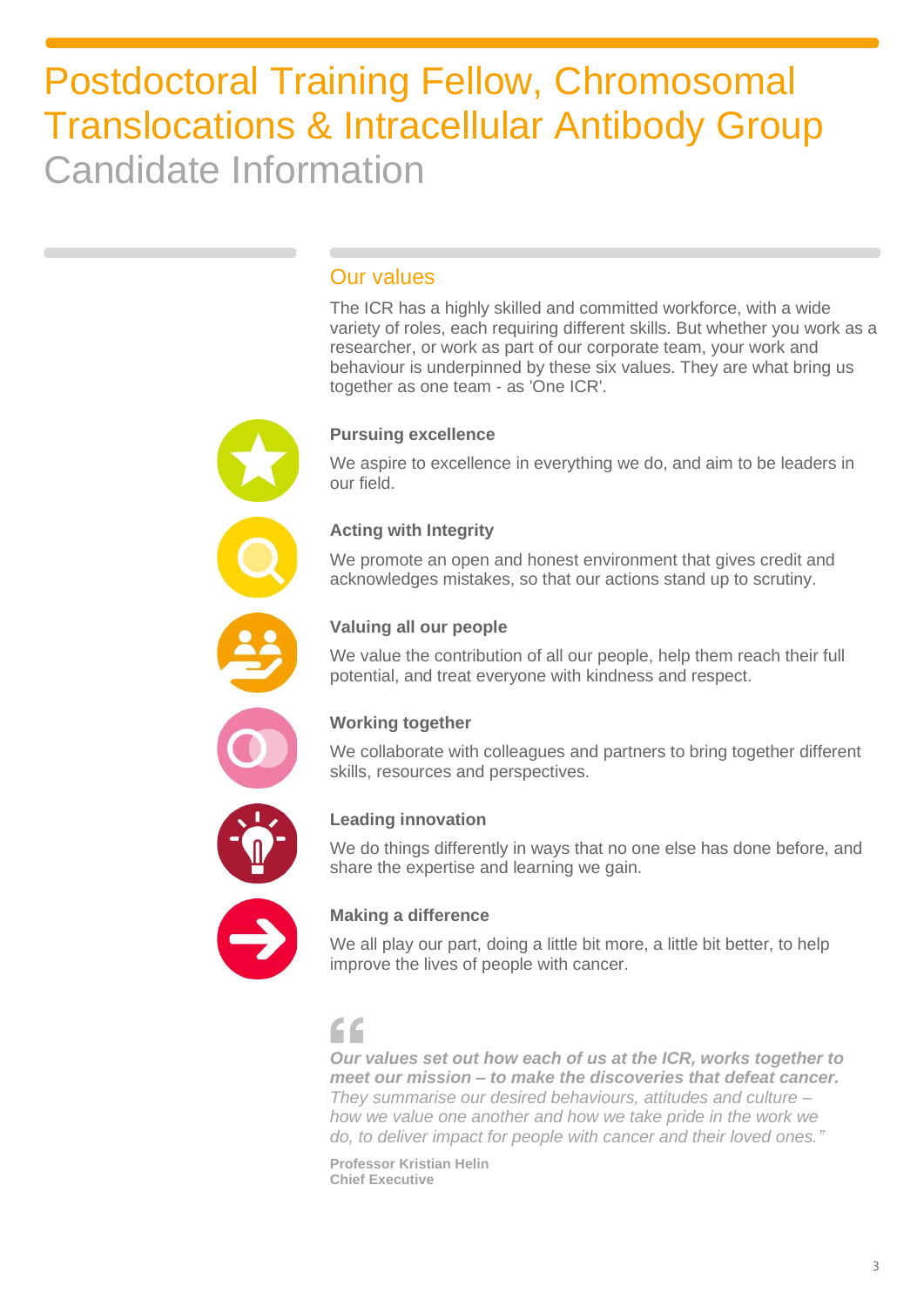# Postdoctoral Training Fellow, Chromosomal Translocations & Intracellular Antibody Group

Candidate Information

## Our values

The ICR has a highly skilled and committed workforce, with a wide variety of roles, each requiring different skills. But whether you work as a researcher, or work as part of our corporate team, your work and behaviour is underpinned by these six values. They are what bring us together as one team - as 'One ICR'.

**Pursuing excellence**

We aspire to excellence in everything we do, and aim to be leaders in our field.

**Acting with Integrity**

We promote an open and honest environment that gives credit and acknowledges mistakes, so that our actions stand up to scrutiny.

**Valuing all our people**

We value the contribution of all our people, help them reach their full potential, and treat everyone with kindness and respect.

**Working together**

We collaborate with colleagues and partners to bring together different skills, resources and perspectives.

**Leading innovation**

We do things differently in ways that no one else has done before, and share the expertise and learning we gain.

**Making a difference**

We all play our part, doing a little bit more, a little bit better, to help improve the lives of people with cancer.

> ***Our values set out how each of us at the ICR, works together to meet our mission – to make the discoveries that defeat cancer.*** *They summarise our desired behaviours, attitudes and culture – how we value one another and how we take pride in the work we do, to deliver impact for people with cancer and their loved ones."*
>
> **Professor Kristian Helin**
> **Chief Executive**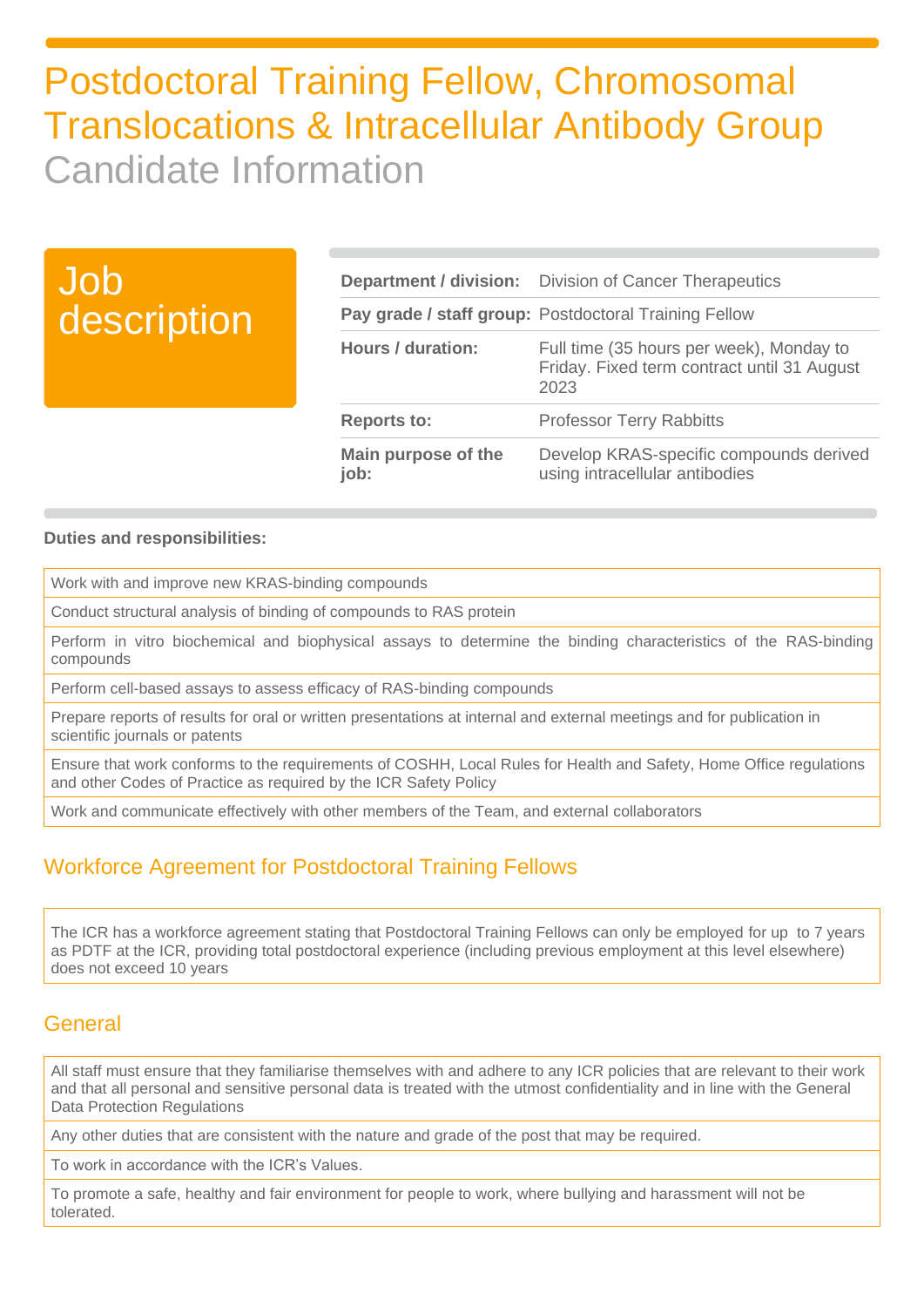# Postdoctoral Training Fellow, Chromosomal Translocations & Intracellular Antibody Group

## Candidate Information

## Job description

| | |
|---|---|
| **Department / division:** | Division of Cancer Therapeutics |
| **Pay grade / staff group:** | Postdoctoral Training Fellow |
| **Hours / duration:** | Full time (35 hours per week), Monday to Friday. Fixed term contract until 31 August 2023 |
| **Reports to:** | Professor Terry Rabbitts |
| **Main purpose of the job:** | Develop KRAS-specific compounds derived using intracellular antibodies |

**Duties and responsibilities:**

- Work with and improve new KRAS-binding compounds
- Conduct structural analysis of binding of compounds to RAS protein
- Perform in vitro biochemical and biophysical assays to determine the binding characteristics of the RAS-binding compounds
- Perform cell-based assays to assess efficacy of RAS-binding compounds
- Prepare reports of results for oral or written presentations at internal and external meetings and for publication in scientific journals or patents
- Ensure that work conforms to the requirements of COSHH, Local Rules for Health and Safety, Home Office regulations and other Codes of Practice as required by the ICR Safety Policy
- Work and communicate effectively with other members of the Team, and external collaborators

## Workforce Agreement for Postdoctoral Training Fellows

The ICR has a workforce agreement stating that Postdoctoral Training Fellows can only be employed for up to 7 years as PDTF at the ICR, providing total postdoctoral experience (including previous employment at this level elsewhere) does not exceed 10 years

## General

- All staff must ensure that they familiarise themselves with and adhere to any ICR policies that are relevant to their work and that all personal and sensitive personal data is treated with the utmost confidentiality and in line with the General Data Protection Regulations
- Any other duties that are consistent with the nature and grade of the post that may be required.
- To work in accordance with the ICR's Values.
- To promote a safe, healthy and fair environment for people to work, where bullying and harassment will not be tolerated.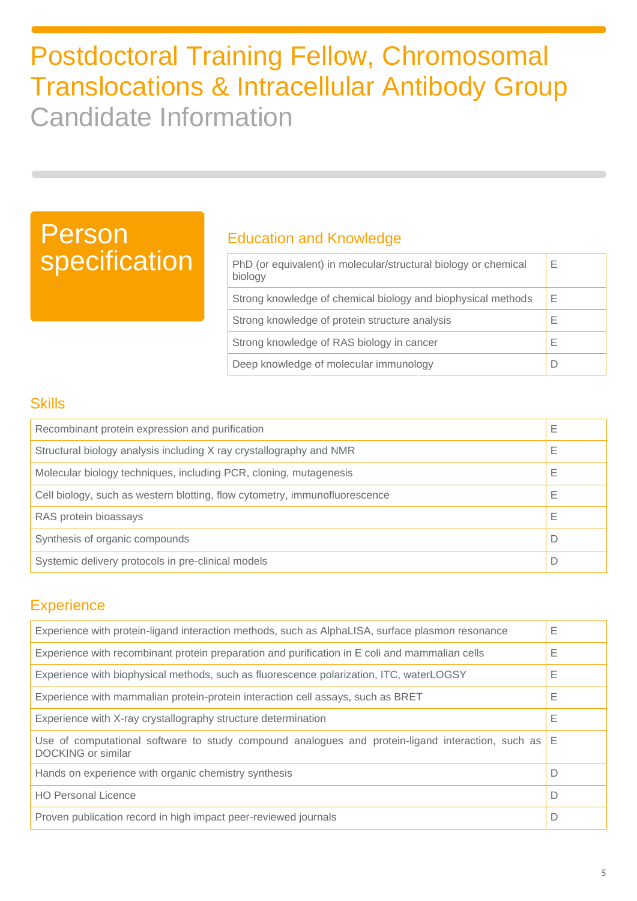# Postdoctoral Training Fellow, Chromosomal Translocations & Intracellular Antibody Group

Candidate Information

## Person specification

### Education and Knowledge

| | |
|---|---|
| PhD (or equivalent) in molecular/structural biology or chemical biology | E |
| Strong knowledge of chemical biology and biophysical methods | E |
| Strong knowledge of protein structure analysis | E |
| Strong knowledge of RAS biology in cancer | E |
| Deep knowledge of molecular immunology | D |

### Skills

| | |
|---|---|
| Recombinant protein expression and purification | E |
| Structural biology analysis including X ray crystallography and NMR | E |
| Molecular biology techniques, including PCR, cloning, mutagenesis | E |
| Cell biology, such as western blotting, flow cytometry, immunofluorescence | E |
| RAS protein bioassays | E |
| Synthesis of organic compounds | D |
| Systemic delivery protocols in pre-clinical models | D |

### Experience

| | |
|---|---|
| Experience with protein-ligand interaction methods, such as AlphaLISA, surface plasmon resonance | E |
| Experience with recombinant protein preparation and purification in E coli and mammalian cells | E |
| Experience with biophysical methods, such as fluorescence polarization, ITC, waterLOGSY | E |
| Experience with mammalian protein-protein interaction cell assays, such as BRET | E |
| Experience with X-ray crystallography structure determination | E |
| Use of computational software to study compound analogues and protein-ligand interaction, such as DOCKING or similar | E |
| Hands on experience with organic chemistry synthesis | D |
| HO Personal Licence | D |
| Proven publication record in high impact peer-reviewed journals | D |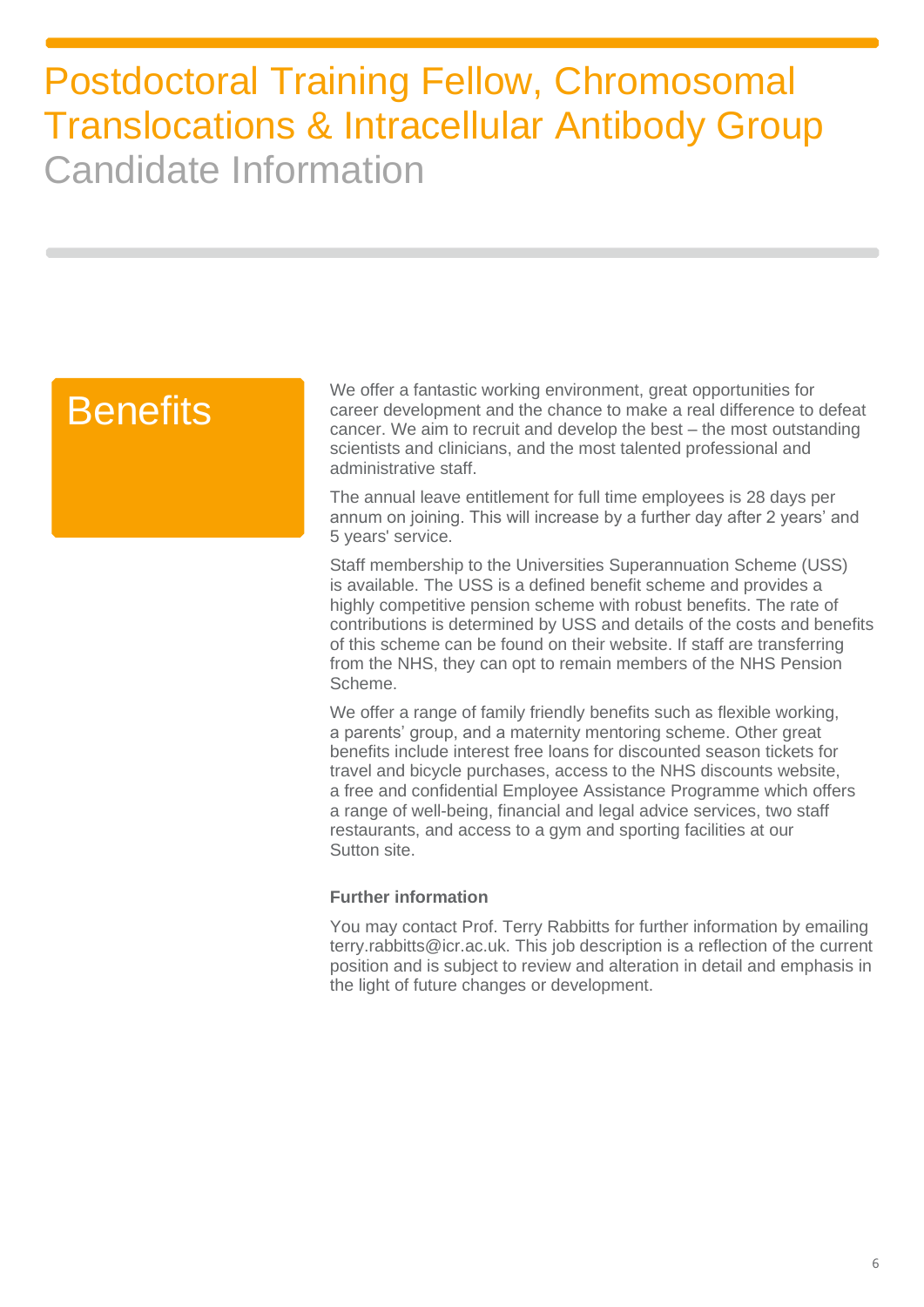# Postdoctoral Training Fellow, Chromosomal Translocations & Intracellular Antibody Group

Candidate Information

## Benefits

We offer a fantastic working environment, great opportunities for career development and the chance to make a real difference to defeat cancer. We aim to recruit and develop the best – the most outstanding scientists and clinicians, and the most talented professional and administrative staff.

The annual leave entitlement for full time employees is 28 days per annum on joining. This will increase by a further day after 2 years' and 5 years' service.

Staff membership to the Universities Superannuation Scheme (USS) is available. The USS is a defined benefit scheme and provides a highly competitive pension scheme with robust benefits. The rate of contributions is determined by USS and details of the costs and benefits of this scheme can be found on their website. If staff are transferring from the NHS, they can opt to remain members of the NHS Pension Scheme.

We offer a range of family friendly benefits such as flexible working, a parents' group, and a maternity mentoring scheme. Other great benefits include interest free loans for discounted season tickets for travel and bicycle purchases, access to the NHS discounts website, a free and confidential Employee Assistance Programme which offers a range of well-being, financial and legal advice services, two staff restaurants, and access to a gym and sporting facilities at our Sutton site.

**Further information**

You may contact Prof. Terry Rabbitts for further information by emailing terry.rabbitts@icr.ac.uk. This job description is a reflection of the current position and is subject to review and alteration in detail and emphasis in the light of future changes or development.